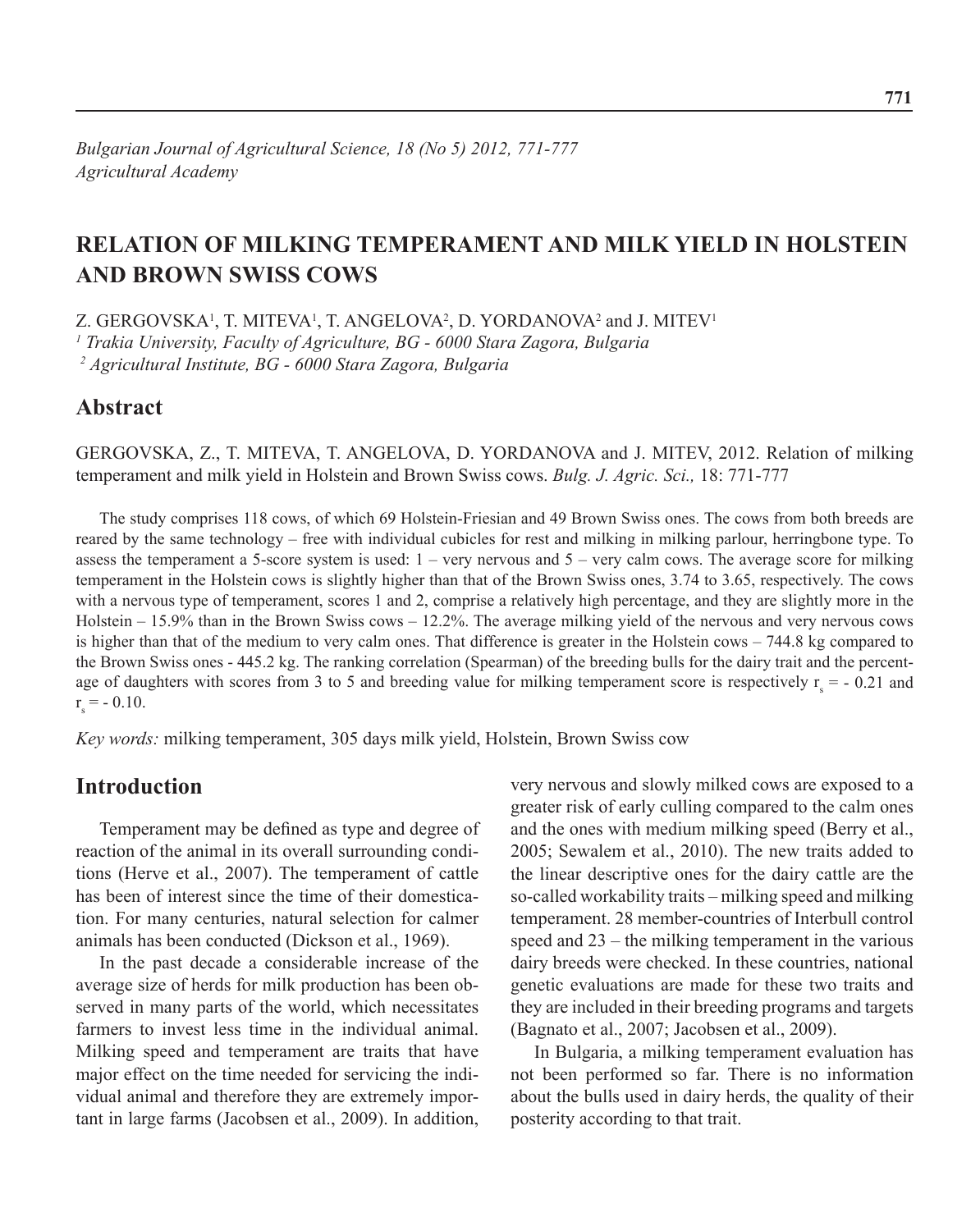*Bulgarian Journal of Agricultural Science, 18 (No 5) 2012, 771-777*
*Agricultural Academy*

# RELATION OF MILKING TEMPERAMENT AND MILK YIELD IN HOLSTEIN AND BROWN SWISS COWS

Z. GERGOVSKA[1], T. MITEVA[1], T. ANGELOVA[2], D. YORDANOVA[2] and J. MITEV[1]

[1] *Trakia University, Faculty of Agriculture, BG - 6000 Stara Zagora, Bulgaria*
[2] *Agricultural Institute, BG - 6000 Stara Zagora, Bulgaria*

## Abstract

GERGOVSKA, Z., T. MITEVA, T. ANGELOVA, D. YORDANOVA and J. MITEV, 2012. Relation of milking temperament and milk yield in Holstein and Brown Swiss cows. *Bulg. J. Agric. Sci.,* 18: 771-777

The study comprises 118 cows, of which 69 Holstein-Friesian and 49 Brown Swiss ones. The cows from both breeds are reared by the same technology – free with individual cubicles for rest and milking in milking parlour, herringbone type. To assess the temperament a 5-score system is used: 1 – very nervous and 5 – very calm cows. The average score for milking temperament in the Holstein cows is slightly higher than that of the Brown Swiss ones, 3.74 to 3.65, respectively. The cows with a nervous type of temperament, scores 1 and 2, comprise a relatively high percentage, and they are slightly more in the Holstein – 15.9% than in the Brown Swiss cows – 12.2%. The average milking yield of the nervous and very nervous cows is higher than that of the medium to very calm ones. That difference is greater in the Holstein cows – 744.8 kg compared to the Brown Swiss ones - 445.2 kg. The ranking correlation (Spearman) of the breeding bulls for the dairy trait and the percentage of daughters with scores from 3 to 5 and breeding value for milking temperament score is respectively $r_s$ = - 0.21 and $r_s$ = - 0.10.

*Key words:* milking temperament, 305 days milk yield, Holstein, Brown Swiss cow

## Introduction

Temperament may be defined as type and degree of reaction of the animal in its overall surrounding conditions (Herve et al., 2007). The temperament of cattle has been of interest since the time of their domestication. For many centuries, natural selection for calmer animals has been conducted (Dickson et al., 1969).

In the past decade a considerable increase of the average size of herds for milk production has been observed in many parts of the world, which necessitates farmers to invest less time in the individual animal. Milking speed and temperament are traits that have major effect on the time needed for servicing the individual animal and therefore they are extremely important in large farms (Jacobsen et al., 2009). In addition, very nervous and slowly milked cows are exposed to a greater risk of early culling compared to the calm ones and the ones with medium milking speed (Berry et al., 2005; Sewalem et al., 2010). The new traits added to the linear descriptive ones for the dairy cattle are the so-called workability traits – milking speed and milking temperament. 28 member-countries of Interbull control speed and 23 – the milking temperament in the various dairy breeds were checked. In these countries, national genetic evaluations are made for these two traits and they are included in their breeding programs and targets (Bagnato et al., 2007; Jacobsen et al., 2009).

In Bulgaria, a milking temperament evaluation has not been performed so far. There is no information about the bulls used in dairy herds, the quality of their posterity according to that trait.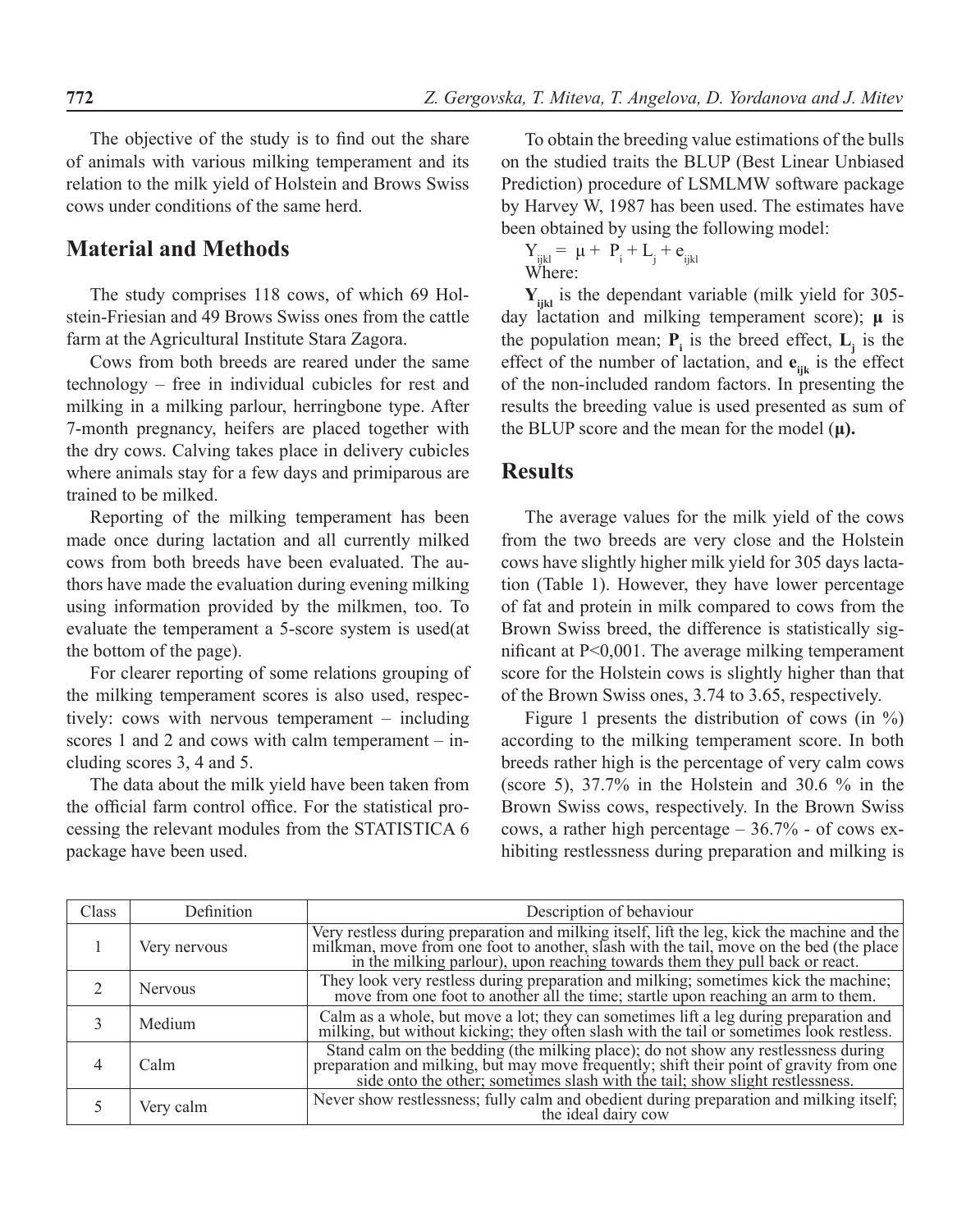The objective of the study is to find out the share of animals with various milking temperament and its relation to the milk yield of Holstein and Brows Swiss cows under conditions of the same herd.

## Material and Methods

The study comprises 118 cows, of which 69 Holstein-Friesian and 49 Brows Swiss ones from the cattle farm at the Agricultural Institute Stara Zagora.

Cows from both breeds are reared under the same technology – free in individual cubicles for rest and milking in a milking parlour, herringbone type. After 7-month pregnancy, heifers are placed together with the dry cows. Calving takes place in delivery cubicles where animals stay for a few days and primiparous are trained to be milked.

Reporting of the milking temperament has been made once during lactation and all currently milked cows from both breeds have been evaluated. The authors have made the evaluation during evening milking using information provided by the milkmen, too. To evaluate the temperament a 5-score system is used(at the bottom of the page).

For clearer reporting of some relations grouping of the milking temperament scores is also used, respectively: cows with nervous temperament – including scores 1 and 2 and cows with calm temperament – including scores 3, 4 and 5.

The data about the milk yield have been taken from the official farm control office. For the statistical processing the relevant modules from the STATISTICA 6 package have been used.

To obtain the breeding value estimations of the bulls on the studied traits the BLUP (Best Linear Unbiased Prediction) procedure of LSMLMW software package by Harvey W, 1987 has been used. The estimates have been obtained by using the following model:

$$Y_{ijkl} = \mu + P_i + L_j + e_{ijkl}$$

Where:

$\mathbf{Y_{ijkl}}$ is the dependant variable (milk yield for 305-day lactation and milking temperament score); $\boldsymbol{\mu}$ is the population mean; $\mathbf{P_i}$ is the breed effect, $\mathbf{L_j}$ is the effect of the number of lactation, and $\mathbf{e_{ijk}}$ is the effect of the non-included random factors. In presenting the results the breeding value is used presented as sum of the BLUP score and the mean for the model (**μ**).

## Results

The average values for the milk yield of the cows from the two breeds are very close and the Holstein cows have slightly higher milk yield for 305 days lactation (Table 1). However, they have lower percentage of fat and protein in milk compared to cows from the Brown Swiss breed, the difference is statistically significant at P<0,001. The average milking temperament score for the Holstein cows is slightly higher than that of the Brown Swiss ones, 3.74 to 3.65, respectively.

Figure 1 presents the distribution of cows (in %) according to the milking temperament score. In both breeds rather high is the percentage of very calm cows (score 5), 37.7% in the Holstein and 30.6 % in the Brown Swiss cows, respectively. In the Brown Swiss cows, a rather high percentage – 36.7% - of cows exhibiting restlessness during preparation and milking is

| Class | Definition | Description of behaviour |
|---|---|---|
| 1 | Very nervous | Very restless during preparation and milking itself, lift the leg, kick the machine and the milkman, move from one foot to another, slash with the tail, move on the bed (the place in the milking parlour), upon reaching towards them they pull back or react. |
| 2 | Nervous | They look very restless during preparation and milking; sometimes kick the machine; move from one foot to another all the time; startle upon reaching an arm to them. |
| 3 | Medium | Calm as a whole, but move a lot; they can sometimes lift a leg during preparation and milking, but without kicking; they often slash with the tail or sometimes look restless. |
| 4 | Calm | Stand calm on the bedding (the milking place); do not show any restlessness during preparation and milking, but may move frequently; shift their point of gravity from one side onto the other; sometimes slash with the tail; show slight restlessness. |
| 5 | Very calm | Never show restlessness; fully calm and obedient during preparation and milking itself; the ideal dairy cow |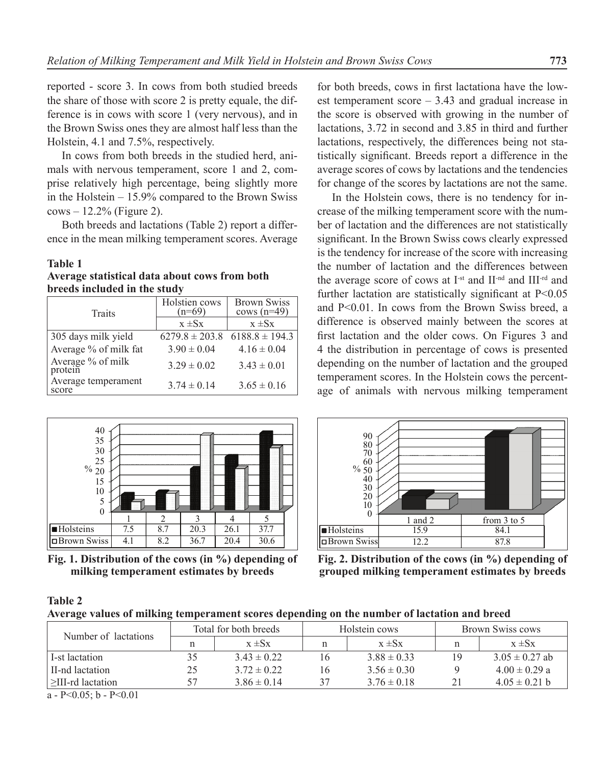reported - score 3. In cows from both studied breeds the share of those with score 2 is pretty equale, the difference is in cows with score 1 (very nervous), and in the Brown Swiss ones they are almost half less than the Holstein, 4.1 and 7.5%, respectively.

In cows from both breeds in the studied herd, animals with nervous temperament, score 1 and 2, comprise relatively high percentage, being slightly more in the Holstein – 15.9% compared to the Brown Swiss cows – 12.2% (Figure 2).

Both breeds and lactations (Table 2) report a difference in the mean milking temperament scores. Average for both breeds, cows in first lactationa have the lowest temperament score – 3.43 and gradual increase in the score is observed with growing in the number of lactations, 3.72 in second and 3.85 in third and further lactations, respectively, the differences being not statistically significant. Breeds report a difference in the average scores of cows by lactations and the tendencies for change of the scores by lactations are not the same.

In the Holstein cows, there is no tendency for increase of the milking temperament score with the number of lactation and the differences are not statistically significant. In the Brown Swiss cows clearly expressed is the tendency for increase of the score with increasing the number of lactation and the differences between the average score of cows at I[-st] and II[-nd] and III[-rd] and further lactation are statistically significant at P<0.05 and P<0.01. In cows from the Brown Swiss breed, a difference is observed mainly between the scores at first lactation and the older cows. On Figures 3 and 4 the distribution in percentage of cows is presented depending on the number of lactation and the grouped temperament scores. In the Holstein cows the percentage of animals with nervous milking temperament

**Table 1**
**Average statistical data about cows from both breeds included in the study**

| Traits | Holstien cows (n=69) | Brown Swiss cows (n=49) |
|---|---|---|
| | x ±Sx | x ±Sx |
| 305 days milk yield | 6279.8 ± 203.8 | 6188.8 ± 194.3 |
| Average % of milk fat | 3.90 ± 0.04 | 4.16 ± 0.04 |
| Average % of milk protein | 3.29 ± 0.02 | 3.43 ± 0.01 |
| Average temperament score | 3.74 ± 0.14 | 3.65 ± 0.16 |

| | 1 | 2 | 3 | 4 | 5 |
|---|---|---|---|---|---|
| Holsteins | 7.5 | 8.7 | 20.3 | 26.1 | 37.7 |
| Brown Swiss | 4.1 | 8.2 | 36.7 | 20.4 | 30.6 |

**Fig. 1. Distribution of the cows (in %) depending of milking temperament estimates by breeds**

| | 1 and 2 | from 3 to 5 |
|---|---|---|
| Holsteins | 15.9 | 84.1 |
| Brown Swiss | 12.2 | 87.8 |

**Fig. 2. Distribution of the cows (in %) depending of grouped milking temperament estimates by breeds**

**Table 2**
**Average values of milking temperament scores depending on the number of lactation and breed**

| Number of lactations | Total for both breeds | | Holstein cows | | Brown Swiss cows | |
|---|---|---|---|---|---|---|
| | n | x ±Sx | n | x ±Sx | n | x ±Sx |
| I-st lactation | 35 | 3.43 ± 0.22 | 16 | 3.88 ± 0.33 | 19 | 3.05 ± 0.27 ab |
| II-nd lactation | 25 | 3.72 ± 0.22 | 16 | 3.56 ± 0.30 | 9 | 4.00 ± 0.29 a |
| ≥III-rd lactation | 57 | 3.86 ± 0.14 | 37 | 3.76 ± 0.18 | 21 | 4.05 ± 0.21 b |

a - P<0.05; b - P<0.01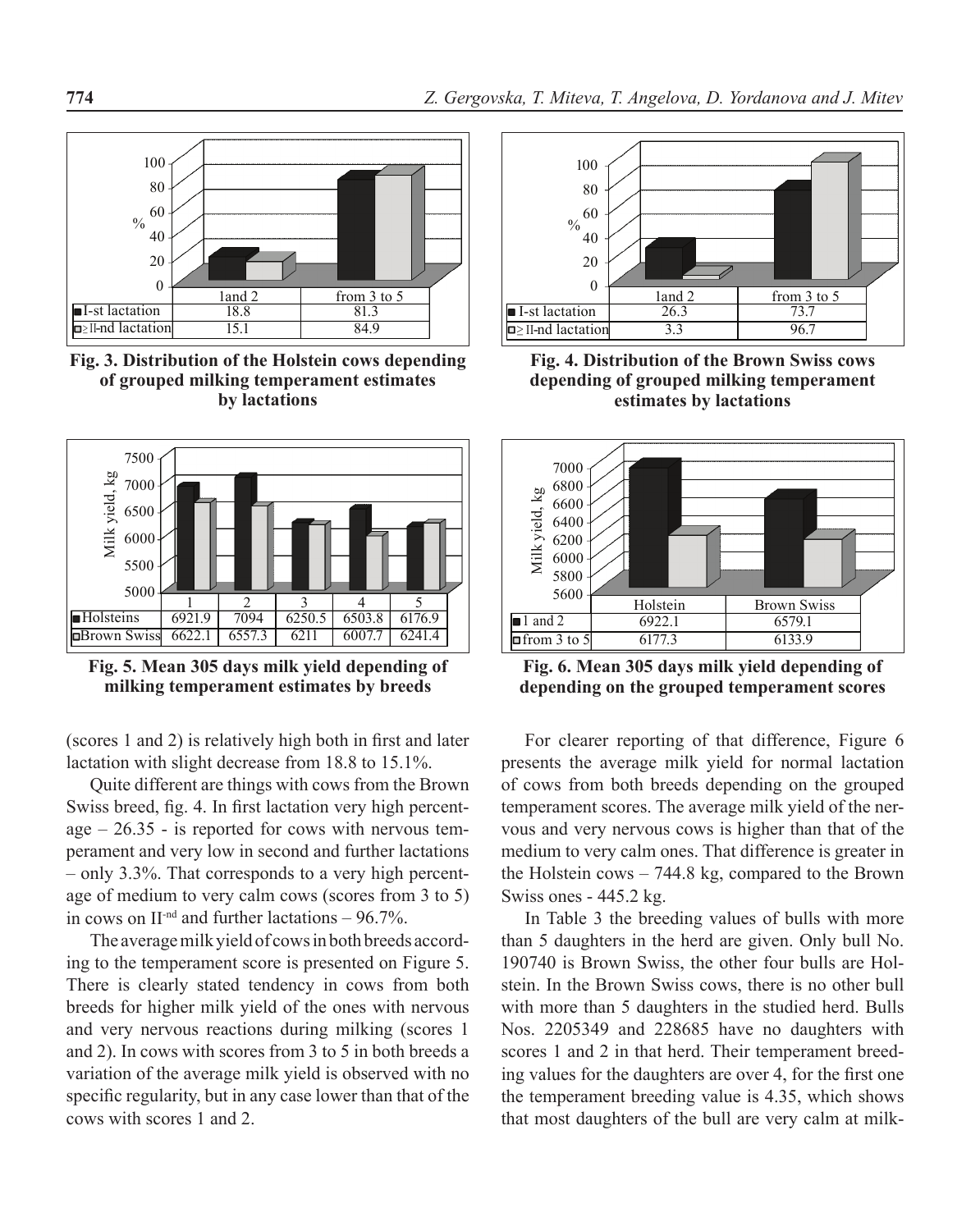| | 1 and 2 | from 3 to 5 |
|---|---|---|
| I-st lactation | 18.8 | 81.3 |
| ≥ II-nd lactation | 15.1 | 84.9 |

**Fig. 3. Distribution of the Holstein cows depending of grouped milking temperament estimates by lactations**

| | 1 and 2 | from 3 to 5 |
|---|---|---|
| I-st lactation | 26.3 | 73.7 |
| ≥ II-nd lactation | 3.3 | 96.7 |

**Fig. 4. Distribution of the Brown Swiss cows depending of grouped milking temperament estimates by lactations**

| | 1 | 2 | 3 | 4 | 5 |
|---|---|---|---|---|---|
| Holsteins | 6921.9 | 7094 | 6250.5 | 6503.8 | 6176.9 |
| Brown Swiss | 6622.1 | 6557.3 | 6211 | 6007.7 | 6241.4 |

**Fig. 5. Mean 305 days milk yield depending of milking temperament estimates by breeds**

| | Holstein | Brown Swiss |
|---|---|---|
| 1 and 2 | 6922.1 | 6579.1 |
| from 3 to 5 | 6177.3 | 6133.9 |

**Fig. 6. Mean 305 days milk yield depending of depending on the grouped temperament scores**

(scores 1 and 2) is relatively high both in first and later lactation with slight decrease from 18.8 to 15.1%.

Quite different are things with cows from the Brown Swiss breed, fig. 4. In first lactation very high percentage – 26.35 - is reported for cows with nervous temperament and very low in second and further lactations – only 3.3%. That corresponds to a very high percentage of medium to very calm cows (scores from 3 to 5) in cows on II-nd and further lactations – 96.7%.

The average milk yield of cows in both breeds according to the temperament score is presented on Figure 5. There is clearly stated tendency in cows from both breeds for higher milk yield of the ones with nervous and very nervous reactions during milking (scores 1 and 2). In cows with scores from 3 to 5 in both breeds a variation of the average milk yield is observed with no specific regularity, but in any case lower than that of the cows with scores 1 and 2.

For clearer reporting of that difference, Figure 6 presents the average milk yield for normal lactation of cows from both breeds depending on the grouped temperament scores. The average milk yield of the nervous and very nervous cows is higher than that of the medium to very calm ones. That difference is greater in the Holstein cows – 744.8 kg, compared to the Brown Swiss ones - 445.2 kg.

In Table 3 the breeding values of bulls with more than 5 daughters in the herd are given. Only bull No. 190740 is Brown Swiss, the other four bulls are Holstein. In the Brown Swiss cows, there is no other bull with more than 5 daughters in the studied herd. Bulls Nos. 2205349 and 228685 have no daughters with scores 1 and 2 in that herd. Their temperament breeding values for the daughters are over 4, for the first one the temperament breeding value is 4.35, which shows that most daughters of the bull are very calm at milk-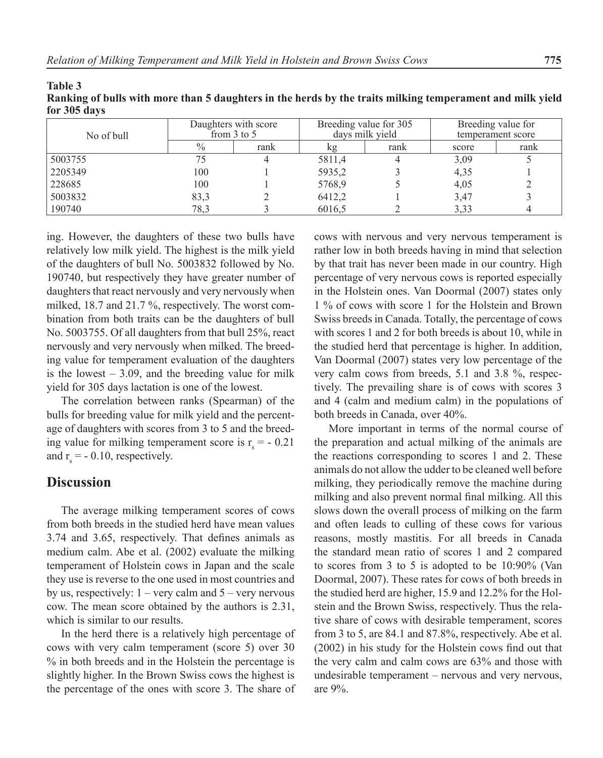**Table 3**
**Ranking of bulls with more than 5 daughters in the herds by the traits milking temperament and milk yield for 305 days**

| No of bull | Daughters with score from 3 to 5 | | Breeding value for 305 days milk yield | | Breeding value for temperament score | |
|---|---|---|---|---|---|---|
| | % | rank | kg | rank | score | rank |
| 5003755 | 75 | 4 | 5811,4 | 4 | 3,09 | 5 |
| 2205349 | 100 | 1 | 5935,2 | 3 | 4,35 | 1 |
| 228685 | 100 | 1 | 5768,9 | 5 | 4,05 | 2 |
| 5003832 | 83,3 | 2 | 6412,2 | 1 | 3,47 | 3 |
| 190740 | 78,3 | 3 | 6016,5 | 2 | 3,33 | 4 |

ing. However, the daughters of these two bulls have relatively low milk yield. The highest is the milk yield of the daughters of bull No. 5003832 followed by No. 190740, but respectively they have greater number of daughters that react nervously and very nervously when milked, 18.7 and 21.7 %, respectively. The worst combination from both traits can be the daughters of bull No. 5003755. Of all daughters from that bull 25%, react nervously and very nervously when milked. The breeding value for temperament evaluation of the daughters is the lowest – 3.09, and the breeding value for milk yield for 305 days lactation is one of the lowest.

The correlation between ranks (Spearman) of the bulls for breeding value for milk yield and the percentage of daughters with scores from 3 to 5 and the breeding value for milking temperament score is $r_s = -0.21$ and $r_s = -0.10$, respectively.

## Discussion

The average milking temperament scores of cows from both breeds in the studied herd have mean values 3.74 and 3.65, respectively. That defines animals as medium calm. Abe et al. (2002) evaluate the milking temperament of Holstein cows in Japan and the scale they use is reverse to the one used in most countries and by us, respectively: 1 – very calm and 5 – very nervous cow. The mean score obtained by the authors is 2.31, which is similar to our results.

In the herd there is a relatively high percentage of cows with very calm temperament (score 5) over 30 % in both breeds and in the Holstein the percentage is slightly higher. In the Brown Swiss cows the highest is the percentage of the ones with score 3. The share of cows with nervous and very nervous temperament is rather low in both breeds having in mind that selection by that trait has never been made in our country. High percentage of very nervous cows is reported especially in the Holstein ones. Van Doormal (2007) states only 1 % of cows with score 1 for the Holstein and Brown Swiss breeds in Canada. Totally, the percentage of cows with scores 1 and 2 for both breeds is about 10, while in the studied herd that percentage is higher. In addition, Van Doormal (2007) states very low percentage of the very calm cows from breeds, 5.1 and 3.8 %, respectively. The prevailing share is of cows with scores 3 and 4 (calm and medium calm) in the populations of both breeds in Canada, over 40%.

More important in terms of the normal course of the preparation and actual milking of the animals are the reactions corresponding to scores 1 and 2. These animals do not allow the udder to be cleaned well before milking, they periodically remove the machine during milking and also prevent normal final milking. All this slows down the overall process of milking on the farm and often leads to culling of these cows for various reasons, mostly mastitis. For all breeds in Canada the standard mean ratio of scores 1 and 2 compared to scores from 3 to 5 is adopted to be 10:90% (Van Doormal, 2007). These rates for cows of both breeds in the studied herd are higher, 15.9 and 12.2% for the Holstein and the Brown Swiss, respectively. Thus the relative share of cows with desirable temperament, scores from 3 to 5, are 84.1 and 87.8%, respectively. Abe et al. (2002) in his study for the Holstein cows find out that the very calm and calm cows are 63% and those with undesirable temperament – nervous and very nervous, are 9%.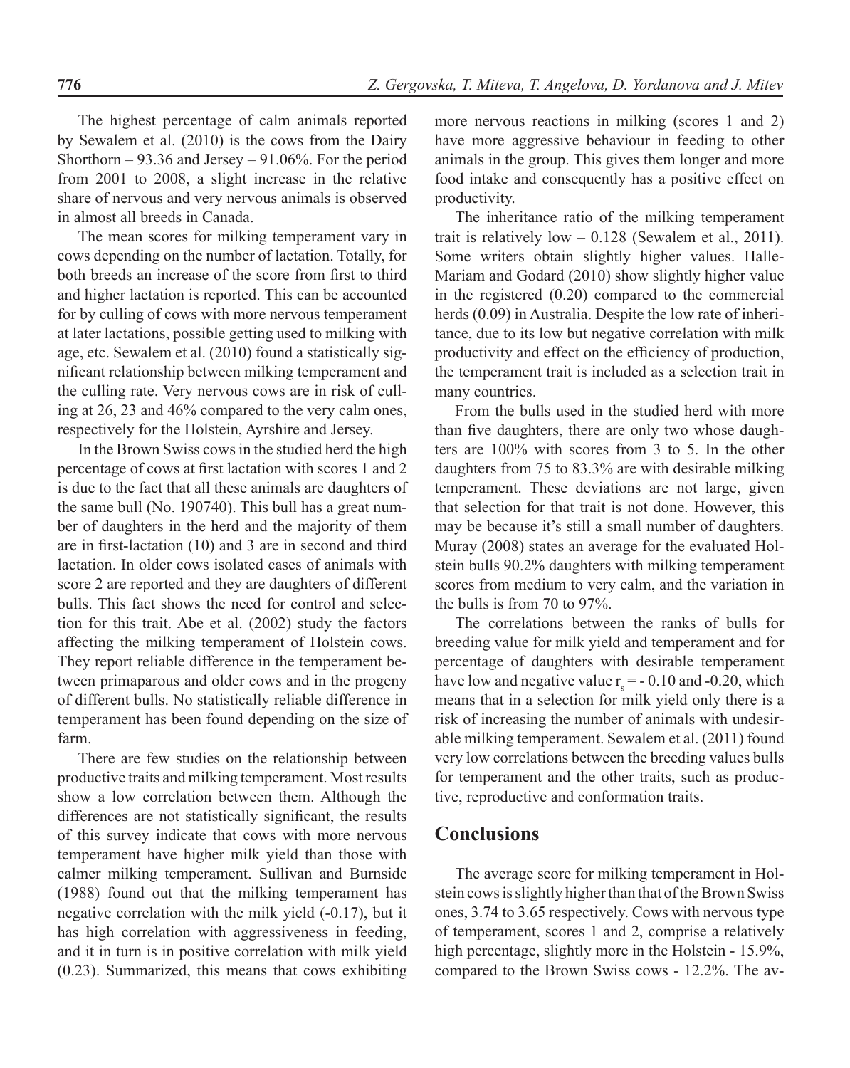The highest percentage of calm animals reported by Sewalem et al. (2010) is the cows from the Dairy Shorthorn – 93.36 and Jersey – 91.06%. For the period from 2001 to 2008, a slight increase in the relative share of nervous and very nervous animals is observed in almost all breeds in Canada.

The mean scores for milking temperament vary in cows depending on the number of lactation. Totally, for both breeds an increase of the score from first to third and higher lactation is reported. This can be accounted for by culling of cows with more nervous temperament at later lactations, possible getting used to milking with age, etc. Sewalem et al. (2010) found a statistically significant relationship between milking temperament and the culling rate. Very nervous cows are in risk of culling at 26, 23 and 46% compared to the very calm ones, respectively for the Holstein, Ayrshire and Jersey.

In the Brown Swiss cows in the studied herd the high percentage of cows at first lactation with scores 1 and 2 is due to the fact that all these animals are daughters of the same bull (No. 190740). This bull has a great number of daughters in the herd and the majority of them are in first-lactation (10) and 3 are in second and third lactation. In older cows isolated cases of animals with score 2 are reported and they are daughters of different bulls. This fact shows the need for control and selection for this trait. Abe et al. (2002) study the factors affecting the milking temperament of Holstein cows. They report reliable difference in the temperament between primaparous and older cows and in the progeny of different bulls. No statistically reliable difference in temperament has been found depending on the size of farm.

There are few studies on the relationship between productive traits and milking temperament. Most results show a low correlation between them. Although the differences are not statistically significant, the results of this survey indicate that cows with more nervous temperament have higher milk yield than those with calmer milking temperament. Sullivan and Burnside (1988) found out that the milking temperament has negative correlation with the milk yield (-0.17), but it has high correlation with aggressiveness in feeding, and it in turn is in positive correlation with milk yield (0.23). Summarized, this means that cows exhibiting more nervous reactions in milking (scores 1 and 2) have more aggressive behaviour in feeding to other animals in the group. This gives them longer and more food intake and consequently has a positive effect on productivity.

The inheritance ratio of the milking temperament trait is relatively low – 0.128 (Sewalem et al., 2011). Some writers obtain slightly higher values. Halle-Mariam and Godard (2010) show slightly higher value in the registered (0.20) compared to the commercial herds (0.09) in Australia. Despite the low rate of inheritance, due to its low but negative correlation with milk productivity and effect on the efficiency of production, the temperament trait is included as a selection trait in many countries.

From the bulls used in the studied herd with more than five daughters, there are only two whose daughters are 100% with scores from 3 to 5. In the other daughters from 75 to 83.3% are with desirable milking temperament. These deviations are not large, given that selection for that trait is not done. However, this may be because it's still a small number of daughters. Muray (2008) states an average for the evaluated Holstein bulls 90.2% daughters with milking temperament scores from medium to very calm, and the variation in the bulls is from 70 to 97%.

The correlations between the ranks of bulls for breeding value for milk yield and temperament and for percentage of daughters with desirable temperament have low and negative value $r_s$ = - 0.10 and -0.20, which means that in a selection for milk yield only there is a risk of increasing the number of animals with undesirable milking temperament. Sewalem et al. (2011) found very low correlations between the breeding values bulls for temperament and the other traits, such as productive, reproductive and conformation traits.

## Conclusions

The average score for milking temperament in Holstein cows is slightly higher than that of the Brown Swiss ones, 3.74 to 3.65 respectively. Cows with nervous type of temperament, scores 1 and 2, comprise a relatively high percentage, slightly more in the Holstein - 15.9%, compared to the Brown Swiss cows - 12.2%. The av-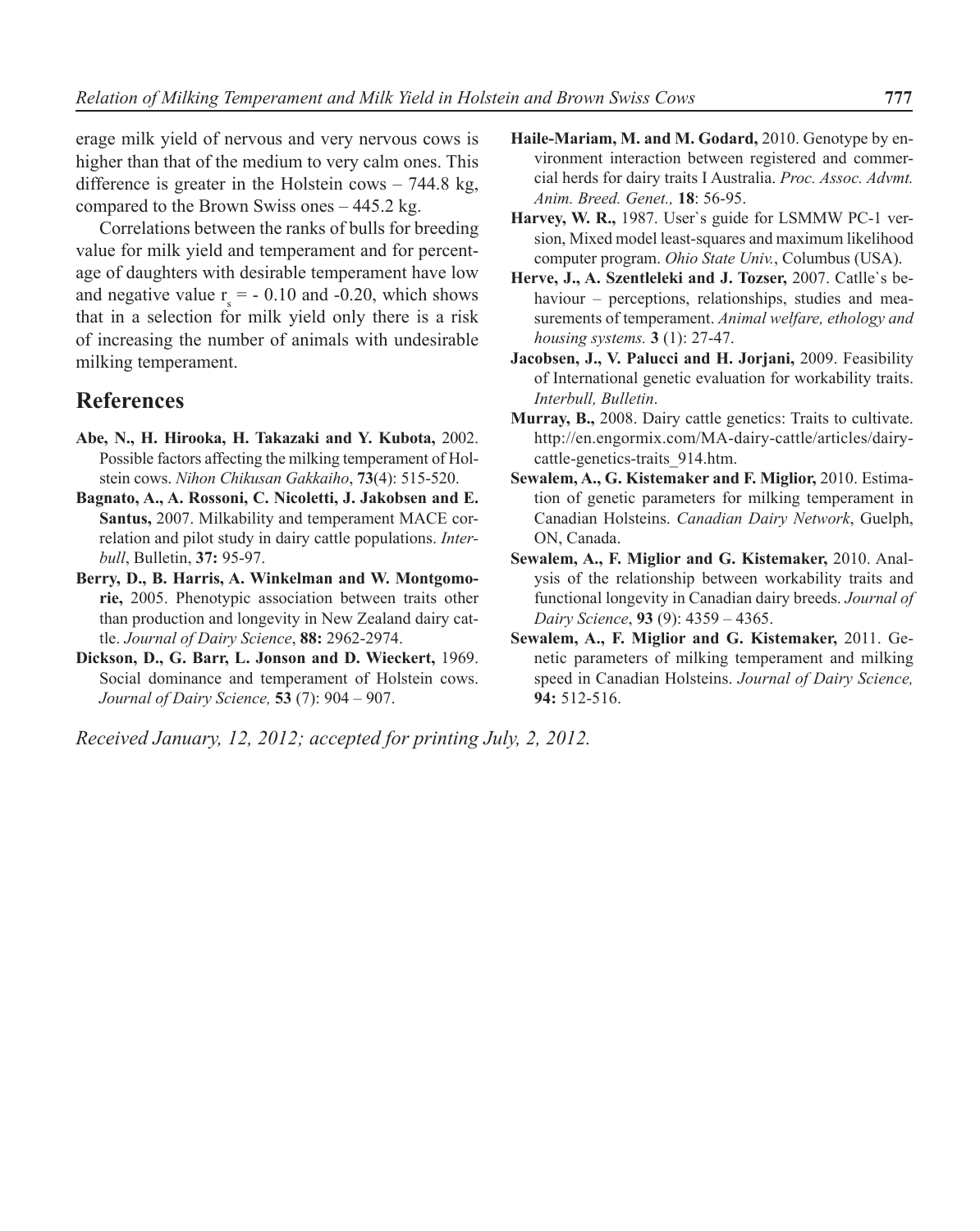erage milk yield of nervous and very nervous cows is higher than that of the medium to very calm ones. This difference is greater in the Holstein cows – 744.8 kg, compared to the Brown Swiss ones – 445.2 kg.

Correlations between the ranks of bulls for breeding value for milk yield and temperament and for percentage of daughters with desirable temperament have low and negative value $r_s$ = - 0.10 and -0.20, which shows that in a selection for milk yield only there is a risk of increasing the number of animals with undesirable milking temperament.

## References

**Abe, N., H. Hirooka, H. Takazaki and Y. Kubota,** 2002. Possible factors affecting the milking temperament of Holstein cows. *Nihon Chikusan Gakkaiho*, **73**(4): 515-520.

**Bagnato, A., A. Rossoni, C. Nicoletti, J. Jakobsen and E. Santus,** 2007. Milkability and temperament MACE correlation and pilot study in dairy cattle populations. *Interbull*, Bulletin, **37:** 95-97.

**Berry, D., B. Harris, A. Winkelman and W. Montgomorie,** 2005. Phenotypic association between traits other than production and longevity in New Zealand dairy cattle. *Journal of Dairy Science*, **88:** 2962-2974.

**Dickson, D., G. Barr, L. Jonson and D. Wieckert,** 1969. Social dominance and temperament of Holstein cows. *Journal of Dairy Science,* **53** (7): 904 – 907.

**Haile-Mariam, M. and M. Godard,** 2010. Genotype by environment interaction between registered and commercial herds for dairy traits I Australia. *Proc. Assoc. Advmt. Anim. Breed. Genet.,* **18**: 56-95.

**Harvey, W. R.,** 1987. User`s guide for LSMMW PC-1 version, Mixed model least-squares and maximum likelihood computer program. *Ohio State Univ.*, Columbus (USA).

**Herve, J., A. Szentleleki and J. Tozser,** 2007. Catlle`s behaviour – perceptions, relationships, studies and measurements of temperament. *Animal welfare, ethology and housing systems.* **3** (1): 27-47.

**Jacobsen, J., V. Palucci and H. Jorjani,** 2009. Feasibility of International genetic evaluation for workability traits. *Interbull, Bulletin*.

**Murray, B.,** 2008. Dairy cattle genetics: Traits to cultivate. http://en.engormix.com/MA-dairy-cattle/articles/dairy-cattle-genetics-traits_914.htm.

**Sewalem, A., G. Kistemaker and F. Miglior,** 2010. Estimation of genetic parameters for milking temperament in Canadian Holsteins. *Canadian Dairy Network*, Guelph, ON, Canada.

**Sewalem, A., F. Miglior and G. Kistemaker,** 2010. Analysis of the relationship between workability traits and functional longevity in Canadian dairy breeds. *Journal of Dairy Science*, **93** (9): 4359 – 4365.

**Sewalem, A., F. Miglior and G. Kistemaker,** 2011. Genetic parameters of milking temperament and milking speed in Canadian Holsteins. *Journal of Dairy Science,* **94:** 512-516.

*Received January, 12, 2012; accepted for printing July, 2, 2012.*